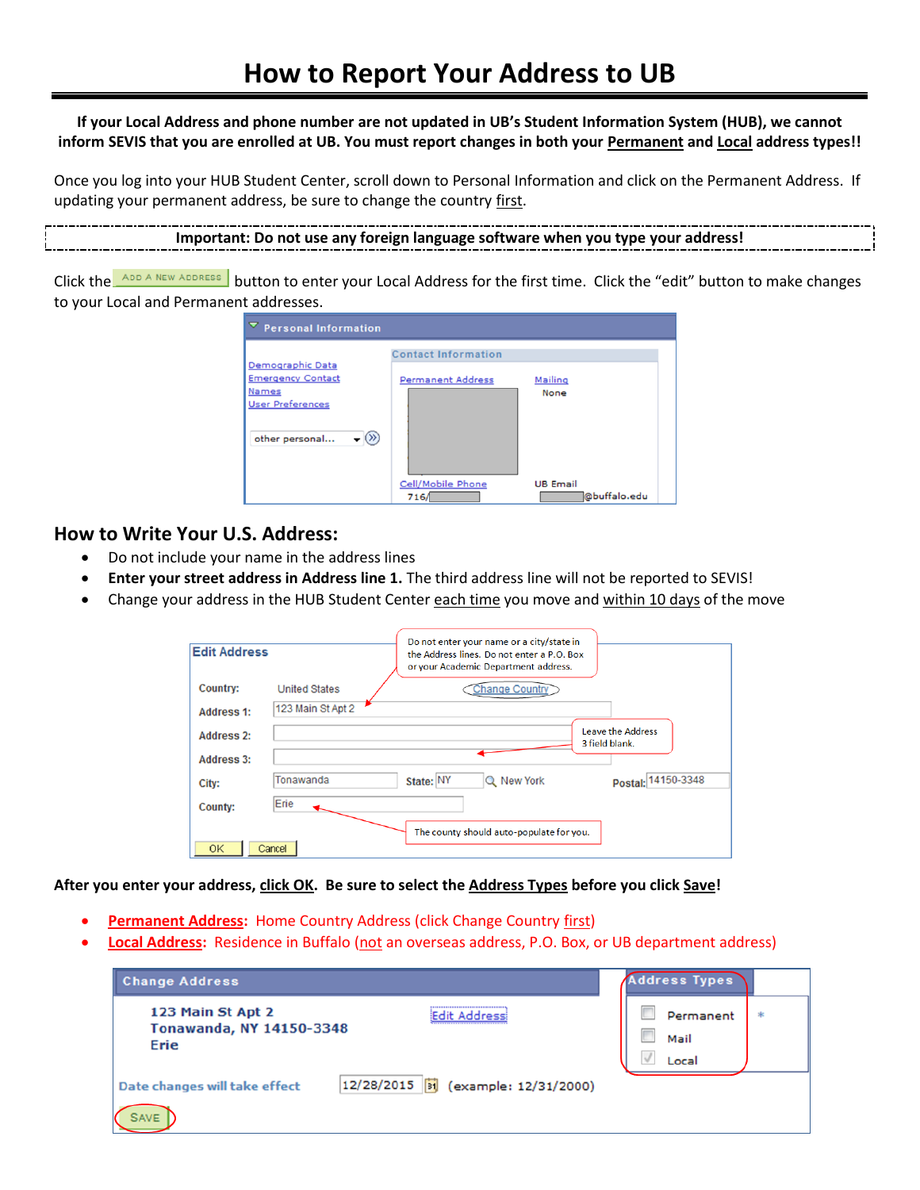# How to Report Your Address to UB

**If your Local Address and phone number are not updated in UB's Student Information System (HUB), we cannot inform SEVIS that you are enrolled at UB. You must report changes in both your Permanent and Local address types!!**

Once you log into your HUB Student Center, scroll down to Personal Information and click on the Permanent Address. If updating your permanent address, be sure to change the country first.

**Important: Do not use any foreign language software when you type your address!**

Click the ADD A NEW ADDRESS button to enter your Local Address for the first time. Click the "edit" button to make changes to your Local and Permanent addresses.

## How to Write Your U.S. Address:

- Do not include your name in the address lines
- **Enter your street address in Address line 1.** The third address line will not be reported to SEVIS!
- Change your address in the HUB Student Center each time you move and within 10 days of the move

**After you enter your address, click OK. Be sure to select the Address Types before you click Save!**

- **Permanent Address:** Home Country Address (click Change Country first)
- **Local Address:** Residence in Buffalo (not an overseas address, P.O. Box, or UB department address)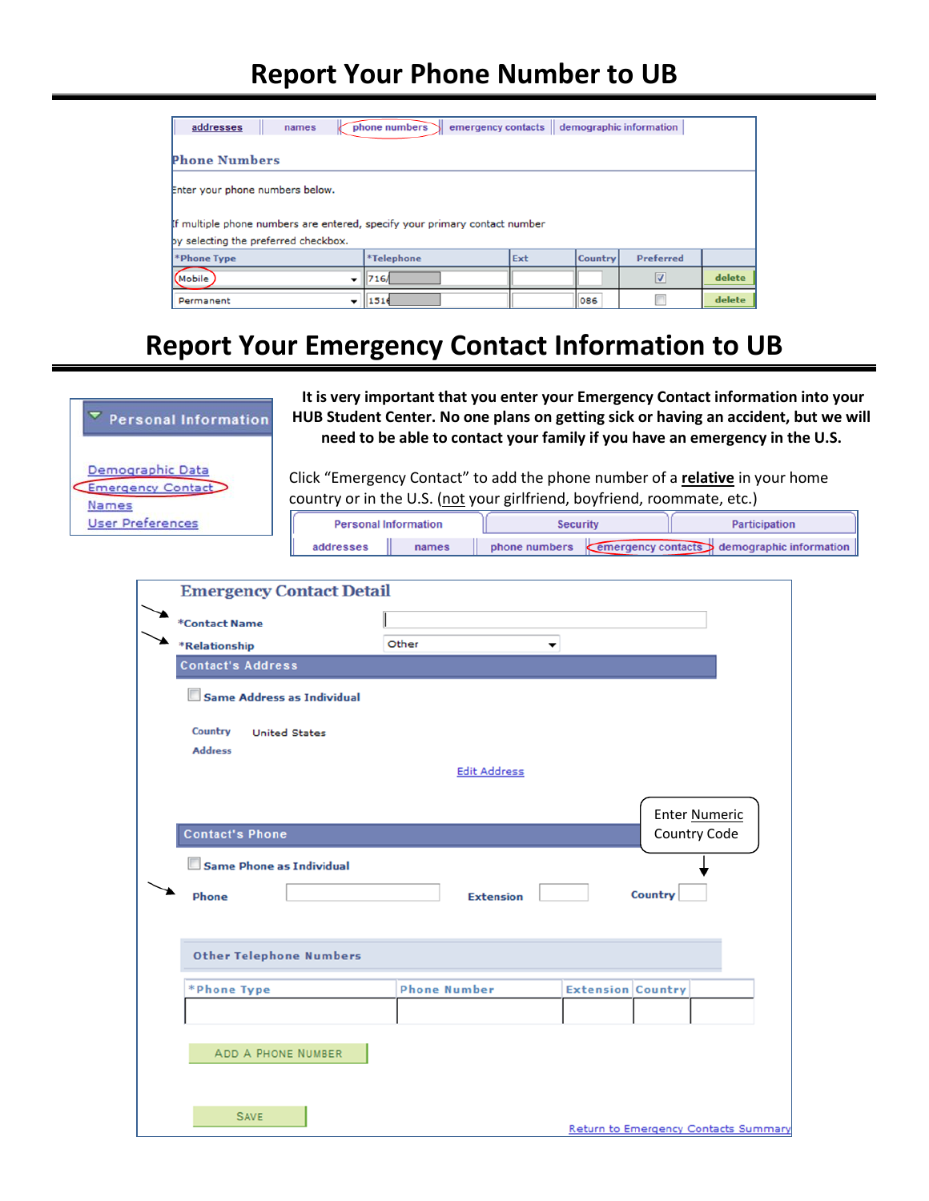# Report Your Phone Number to UB

addresses | names | phone numbers | emergency contacts | demographic information

**Phone Numbers**

Enter your phone numbers below.

If multiple phone numbers are entered, specify your primary contact number by selecting the preferred checkbox.

| *Phone Type | *Telephone | Ext | Country | Preferred | |
|---|---|---|---|---|---|
| Mobile | 716/ | | | ☑ | delete |
| Permanent | 151 | | 086 | ☐ | delete |

# Report Your Emergency Contact Information to UB

Personal Information

Demographic Data
Emergency Contact
Names
User Preferences

**It is very important that you enter your Emergency Contact information into your HUB Student Center. No one plans on getting sick or having an accident, but we will need to be able to contact your family if you have an emergency in the U.S.**

Click "Emergency Contact" to add the phone number of a **relative** in your home country or in the U.S. (not your girlfriend, boyfriend, roommate, etc.)

Personal Information | Security | Participation

addresses | names | phone numbers | emergency contacts | demographic information

**Emergency Contact Detail**

*Contact Name

*Relationship: Other

**Contact's Address**

☐ Same Address as Individual

Country: United States

Address

Edit Address

**Contact's Phone**

Enter Numeric Country Code

☐ Same Phone as Individual

Phone | Extension | Country

**Other Telephone Numbers**

| *Phone Type | Phone Number | Extension | Country | |
|---|---|---|---|---|
| | | | | |

ADD A PHONE NUMBER

SAVE

Return to Emergency Contacts Summary